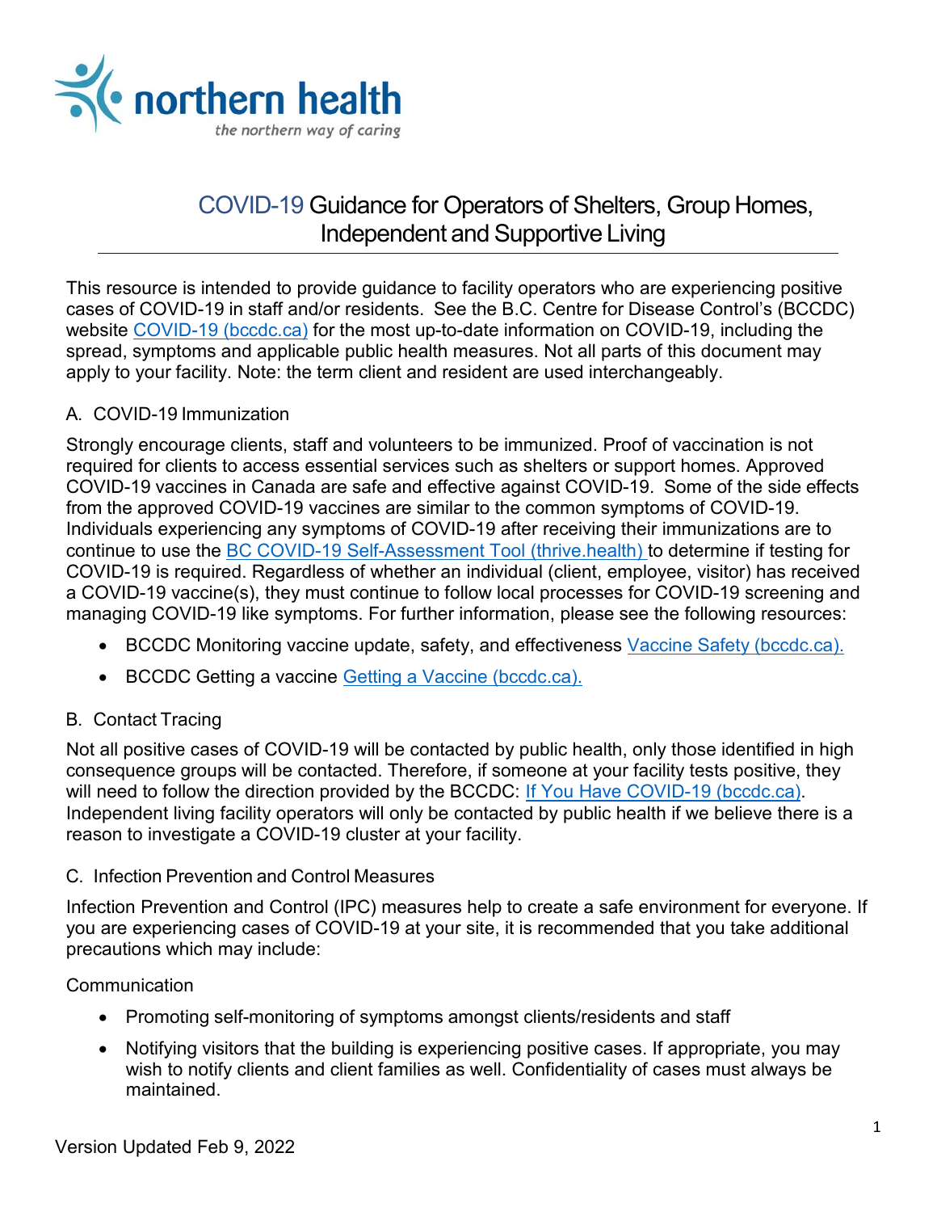# COVID-19 Guidance for Operators of Shelters, Group Homes, Independent and Supportive Living

This resource is intended to provide guidance to facility operators who are experiencing positive cases of COVID-19 in staff and/or residents. See the B.C. Centre for Disease Control's (BCCDC) website [COVID-19 (bccdc.ca)](bccdc.ca) for the most up-to-date information on COVID-19, including the spread, symptoms and applicable public health measures. Not all parts of this document may apply to your facility. Note: the term client and resident are used interchangeably.

## A. COVID-19 Immunization

Strongly encourage clients, staff and volunteers to be immunized. Proof of vaccination is not required for clients to access essential services such as shelters or support homes. Approved COVID-19 vaccines in Canada are safe and effective against COVID-19. Some of the side effects from the approved COVID-19 vaccines are similar to the common symptoms of COVID-19. Individuals experiencing any symptoms of COVID-19 after receiving their immunizations are to continue to use the [BC COVID-19 Self-Assessment Tool (thrive.health)](thrive.health) to determine if testing for COVID-19 is required. Regardless of whether an individual (client, employee, visitor) has received a COVID-19 vaccine(s), they must continue to follow local processes for COVID-19 screening and managing COVID-19 like symptoms. For further information, please see the following resources:

- BCCDC Monitoring vaccine update, safety, and effectiveness [Vaccine Safety (bccdc.ca).](bccdc.ca)
- BCCDC Getting a vaccine [Getting a Vaccine (bccdc.ca).](bccdc.ca)

## B. Contact Tracing

Not all positive cases of COVID-19 will be contacted by public health, only those identified in high consequence groups will be contacted. Therefore, if someone at your facility tests positive, they will need to follow the direction provided by the BCCDC: [If You Have COVID-19 (bccdc.ca)](bccdc.ca). Independent living facility operators will only be contacted by public health if we believe there is a reason to investigate a COVID-19 cluster at your facility.

## C. Infection Prevention and Control Measures

Infection Prevention and Control (IPC) measures help to create a safe environment for everyone. If you are experiencing cases of COVID-19 at your site, it is recommended that you take additional precautions which may include:

### Communication

- Promoting self-monitoring of symptoms amongst clients/residents and staff
- Notifying visitors that the building is experiencing positive cases. If appropriate, you may wish to notify clients and client families as well. Confidentiality of cases must always be maintained.

Version Updated Feb 9, 2022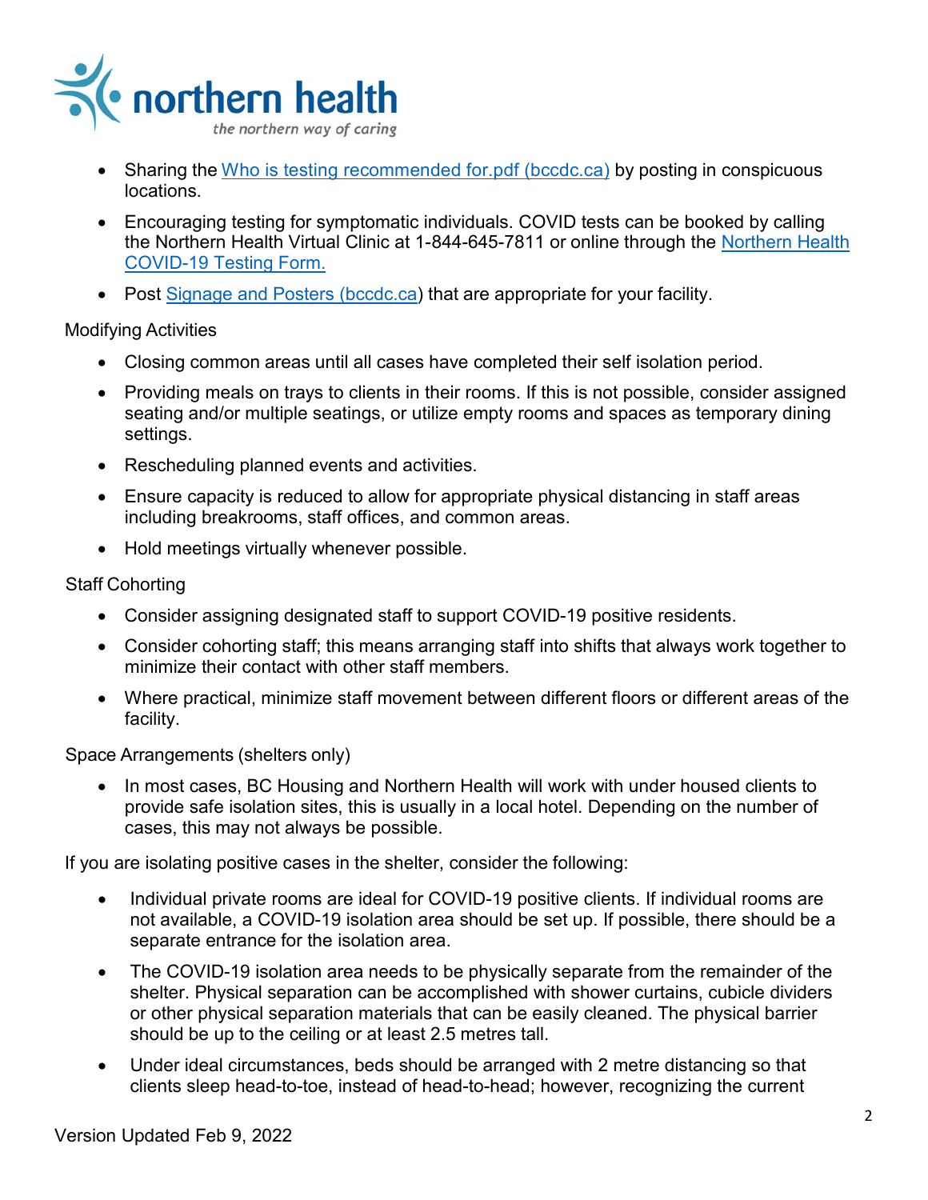- Sharing the [Who is testing recommended for.pdf (bccdc.ca)]() by posting in conspicuous locations.
- Encouraging testing for symptomatic individuals. COVID tests can be booked by calling the Northern Health Virtual Clinic at 1-844-645-7811 or online through the [Northern Health COVID-19 Testing Form.]()
- Post [Signage and Posters (bccdc.ca)]() that are appropriate for your facility.

Modifying Activities

- Closing common areas until all cases have completed their self isolation period.
- Providing meals on trays to clients in their rooms. If this is not possible, consider assigned seating and/or multiple seatings, or utilize empty rooms and spaces as temporary dining settings.
- Rescheduling planned events and activities.
- Ensure capacity is reduced to allow for appropriate physical distancing in staff areas including breakrooms, staff offices, and common areas.
- Hold meetings virtually whenever possible.

Staff Cohorting

- Consider assigning designated staff to support COVID-19 positive residents.
- Consider cohorting staff; this means arranging staff into shifts that always work together to minimize their contact with other staff members.
- Where practical, minimize staff movement between different floors or different areas of the facility.

Space Arrangements (shelters only)

- In most cases, BC Housing and Northern Health will work with under housed clients to provide safe isolation sites, this is usually in a local hotel. Depending on the number of cases, this may not always be possible.

If you are isolating positive cases in the shelter, consider the following:

- Individual private rooms are ideal for COVID-19 positive clients. If individual rooms are not available, a COVID-19 isolation area should be set up. If possible, there should be a separate entrance for the isolation area.
- The COVID-19 isolation area needs to be physically separate from the remainder of the shelter. Physical separation can be accomplished with shower curtains, cubicle dividers or other physical separation materials that can be easily cleaned. The physical barrier should be up to the ceiling or at least 2.5 metres tall.
- Under ideal circumstances, beds should be arranged with 2 metre distancing so that clients sleep head-to-toe, instead of head-to-head; however, recognizing the current

Version Updated Feb 9, 2022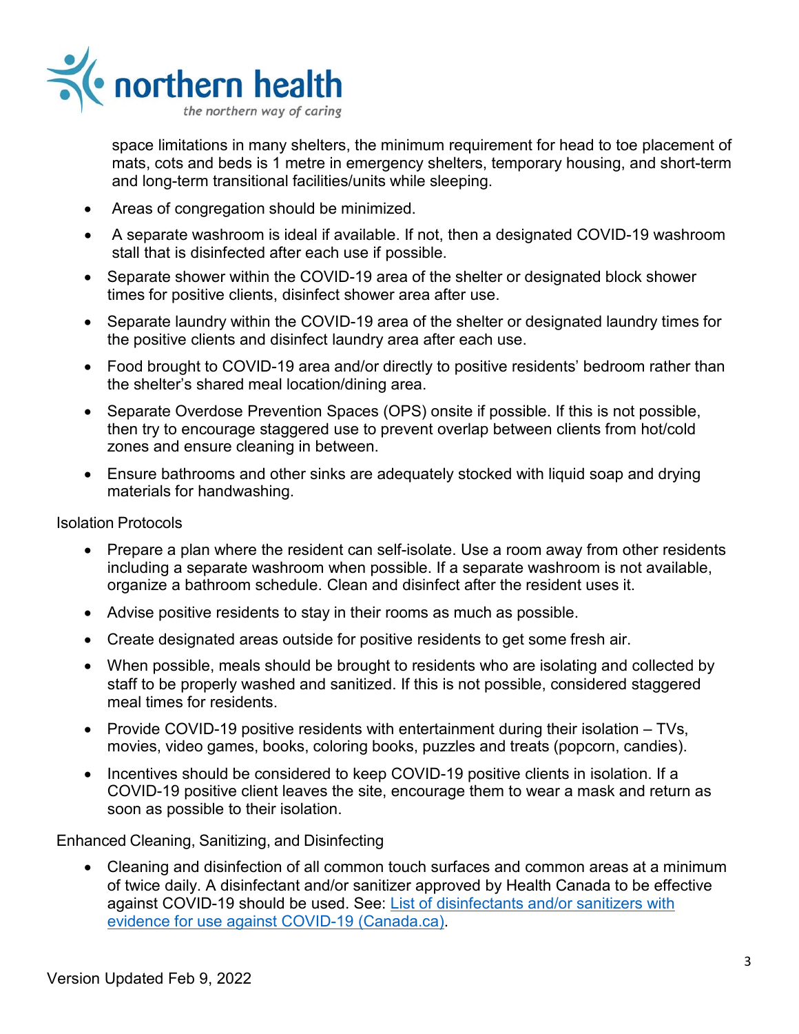space limitations in many shelters, the minimum requirement for head to toe placement of mats, cots and beds is 1 metre in emergency shelters, temporary housing, and short-term and long-term transitional facilities/units while sleeping.

- Areas of congregation should be minimized.
- A separate washroom is ideal if available. If not, then a designated COVID-19 washroom stall that is disinfected after each use if possible.
- Separate shower within the COVID-19 area of the shelter or designated block shower times for positive clients, disinfect shower area after use.
- Separate laundry within the COVID-19 area of the shelter or designated laundry times for the positive clients and disinfect laundry area after each use.
- Food brought to COVID-19 area and/or directly to positive residents' bedroom rather than the shelter's shared meal location/dining area.
- Separate Overdose Prevention Spaces (OPS) onsite if possible. If this is not possible, then try to encourage staggered use to prevent overlap between clients from hot/cold zones and ensure cleaning in between.
- Ensure bathrooms and other sinks are adequately stocked with liquid soap and drying materials for handwashing.

Isolation Protocols

- Prepare a plan where the resident can self-isolate. Use a room away from other residents including a separate washroom when possible. If a separate washroom is not available, organize a bathroom schedule. Clean and disinfect after the resident uses it.
- Advise positive residents to stay in their rooms as much as possible.
- Create designated areas outside for positive residents to get some fresh air.
- When possible, meals should be brought to residents who are isolating and collected by staff to be properly washed and sanitized. If this is not possible, considered staggered meal times for residents.
- Provide COVID-19 positive residents with entertainment during their isolation – TVs, movies, video games, books, coloring books, puzzles and treats (popcorn, candies).
- Incentives should be considered to keep COVID-19 positive clients in isolation. If a COVID-19 positive client leaves the site, encourage them to wear a mask and return as soon as possible to their isolation.

Enhanced Cleaning, Sanitizing, and Disinfecting

- Cleaning and disinfection of all common touch surfaces and common areas at a minimum of twice daily. A disinfectant and/or sanitizer approved by Health Canada to be effective against COVID-19 should be used. See: [List of disinfectants and/or sanitizers with evidence for use against COVID-19 (Canada.ca)](#).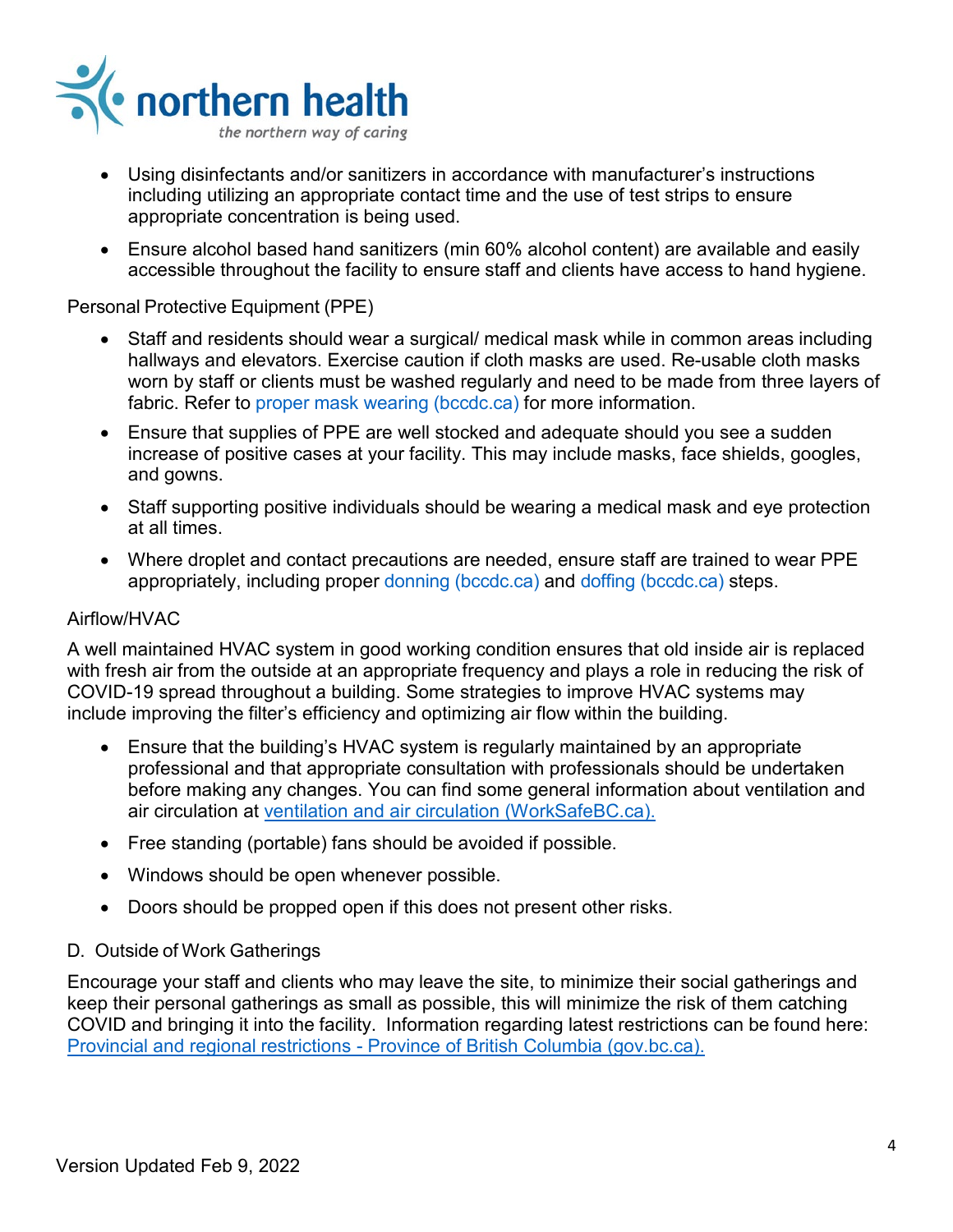- Using disinfectants and/or sanitizers in accordance with manufacturer's instructions including utilizing an appropriate contact time and the use of test strips to ensure appropriate concentration is being used.
- Ensure alcohol based hand sanitizers (min 60% alcohol content) are available and easily accessible throughout the facility to ensure staff and clients have access to hand hygiene.

Personal Protective Equipment (PPE)

- Staff and residents should wear a surgical/ medical mask while in common areas including hallways and elevators. Exercise caution if cloth masks are used. Re-usable cloth masks worn by staff or clients must be washed regularly and need to be made from three layers of fabric. Refer to proper mask wearing (bccdc.ca) for more information.
- Ensure that supplies of PPE are well stocked and adequate should you see a sudden increase of positive cases at your facility. This may include masks, face shields, googles, and gowns.
- Staff supporting positive individuals should be wearing a medical mask and eye protection at all times.
- Where droplet and contact precautions are needed, ensure staff are trained to wear PPE appropriately, including proper donning (bccdc.ca) and doffing (bccdc.ca) steps.

Airflow/HVAC

A well maintained HVAC system in good working condition ensures that old inside air is replaced with fresh air from the outside at an appropriate frequency and plays a role in reducing the risk of COVID-19 spread throughout a building. Some strategies to improve HVAC systems may include improving the filter's efficiency and optimizing air flow within the building.

- Ensure that the building's HVAC system is regularly maintained by an appropriate professional and that appropriate consultation with professionals should be undertaken before making any changes. You can find some general information about ventilation and air circulation at ventilation and air circulation (WorkSafeBC.ca).
- Free standing (portable) fans should be avoided if possible.
- Windows should be open whenever possible.
- Doors should be propped open if this does not present other risks.

D. Outside of Work Gatherings

Encourage your staff and clients who may leave the site, to minimize their social gatherings and keep their personal gatherings as small as possible, this will minimize the risk of them catching COVID and bringing it into the facility. Information regarding latest restrictions can be found here: Provincial and regional restrictions - Province of British Columbia (gov.bc.ca).

Version Updated Feb 9, 2022